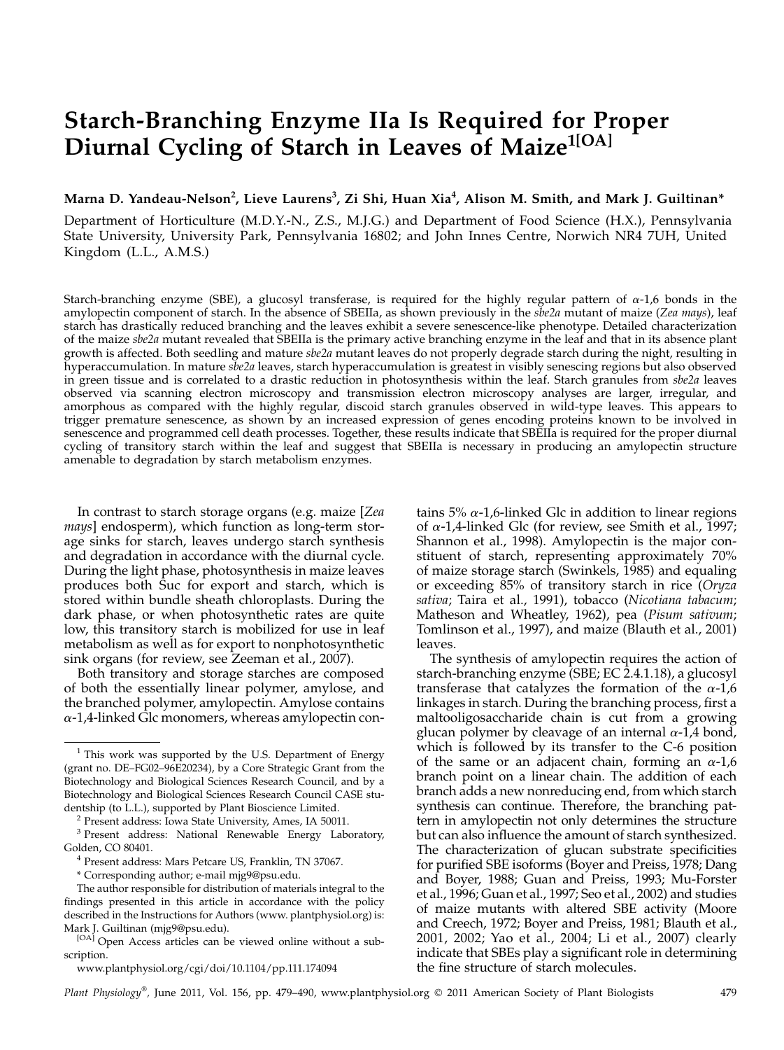# Starch-Branching Enzyme IIa Is Required for Proper Diurnal Cycling of Starch in Leaves of Maize[1[OA]]

**Marna D. Yandeau-Nelson[2], Lieve Laurens[3], Zi Shi, Huan Xia[4], Alison M. Smith, and Mark J. Guiltinan***

Department of Horticulture (M.D.Y.-N., Z.S., M.J.G.) and Department of Food Science (H.X.), Pennsylvania State University, University Park, Pennsylvania 16802; and John Innes Centre, Norwich NR4 7UH, United Kingdom (L.L., A.M.S.)

Starch-branching enzyme (SBE), a glucosyl transferase, is required for the highly regular pattern of α-1,6 bonds in the amylopectin component of starch. In the absence of SBEIIa, as shown previously in the *sbe2a* mutant of maize (*Zea mays*), leaf starch has drastically reduced branching and the leaves exhibit a severe senescence-like phenotype. Detailed characterization of the maize *sbe2a* mutant revealed that SBEIIa is the primary active branching enzyme in the leaf and that in its absence plant growth is affected. Both seedling and mature *sbe2a* mutant leaves do not properly degrade starch during the night, resulting in hyperaccumulation. In mature *sbe2a* leaves, starch hyperaccumulation is greatest in visibly senescing regions but also observed in green tissue and is correlated to a drastic reduction in photosynthesis within the leaf. Starch granules from *sbe2a* leaves observed via scanning electron microscopy and transmission electron microscopy analyses are larger, irregular, and amorphous as compared with the highly regular, discoid starch granules observed in wild-type leaves. This appears to trigger premature senescence, as shown by an increased expression of genes encoding proteins known to be involved in senescence and programmed cell death processes. Together, these results indicate that SBEIIa is required for the proper diurnal cycling of transitory starch within the leaf and suggest that SBEIIa is necessary in producing an amylopectin structure amenable to degradation by starch metabolism enzymes.

In contrast to starch storage organs (e.g. maize [*Zea mays*] endosperm), which function as long-term storage sinks for starch, leaves undergo starch synthesis and degradation in accordance with the diurnal cycle. During the light phase, photosynthesis in maize leaves produces both Suc for export and starch, which is stored within bundle sheath chloroplasts. During the dark phase, or when photosynthetic rates are quite low, this transitory starch is mobilized for use in leaf metabolism as well as for export to nonphotosynthetic sink organs (for review, see Zeeman et al., 2007).

Both transitory and storage starches are composed of both the essentially linear polymer, amylose, and the branched polymer, amylopectin. Amylose contains α-1,4-linked Glc monomers, whereas amylopectin contains 5% α-1,6-linked Glc in addition to linear regions of α-1,4-linked Glc (for review, see Smith et al., 1997; Shannon et al., 1998). Amylopectin is the major constituent of starch, representing approximately 70% of maize storage starch (Swinkels, 1985) and equaling or exceeding 85% of transitory starch in rice (*Oryza sativa*; Taira et al., 1991), tobacco (*Nicotiana tabacum*; Matheson and Wheatley, 1962), pea (*Pisum sativum*; Tomlinson et al., 1997), and maize (Blauth et al., 2001) leaves.

The synthesis of amylopectin requires the action of starch-branching enzyme (SBE; EC 2.4.1.18), a glucosyl transferase that catalyzes the formation of the α-1,6 linkages in starch. During the branching process, first a maltooligosaccharide chain is cut from a growing glucan polymer by cleavage of an internal α-1,4 bond, which is followed by its transfer to the C-6 position of the same or an adjacent chain, forming an α-1,6 branch point on a linear chain. The addition of each branch adds a new nonreducing end, from which starch synthesis can continue. Therefore, the branching pattern in amylopectin not only determines the structure but can also influence the amount of starch synthesized. The characterization of glucan substrate specificities for purified SBE isoforms (Boyer and Preiss, 1978; Dang and Boyer, 1988; Guan and Preiss, 1993; Mu-Forster et al., 1996; Guan et al., 1997; Seo et al., 2002) and studies of maize mutants with altered SBE activity (Moore and Creech, 1972; Boyer and Preiss, 1981; Blauth et al., 2001, 2002; Yao et al., 2004; Li et al., 2007) clearly indicate that SBEs play a significant role in determining the fine structure of starch molecules.

---

[1] This work was supported by the U.S. Department of Energy (grant no. DE–FG02–96E20234), by a Core Strategic Grant from the Biotechnology and Biological Sciences Research Council, and by a Biotechnology and Biological Sciences Research Council CASE studentship (to L.L.), supported by Plant Bioscience Limited.

[2] Present address: Iowa State University, Ames, IA 50011.

[3] Present address: National Renewable Energy Laboratory, Golden, CO 80401.

[4] Present address: Mars Petcare US, Franklin, TN 37067.

\* Corresponding author; e-mail mjg9@psu.edu.

The author responsible for distribution of materials integral to the findings presented in this article in accordance with the policy described in the Instructions for Authors (www.plantphysiol.org) is: Mark J. Guiltinan (mjg9@psu.edu).

[OA] Open Access articles can be viewed online without a subscription.

www.plantphysiol.org/cgi/doi/10.1104/pp.111.174094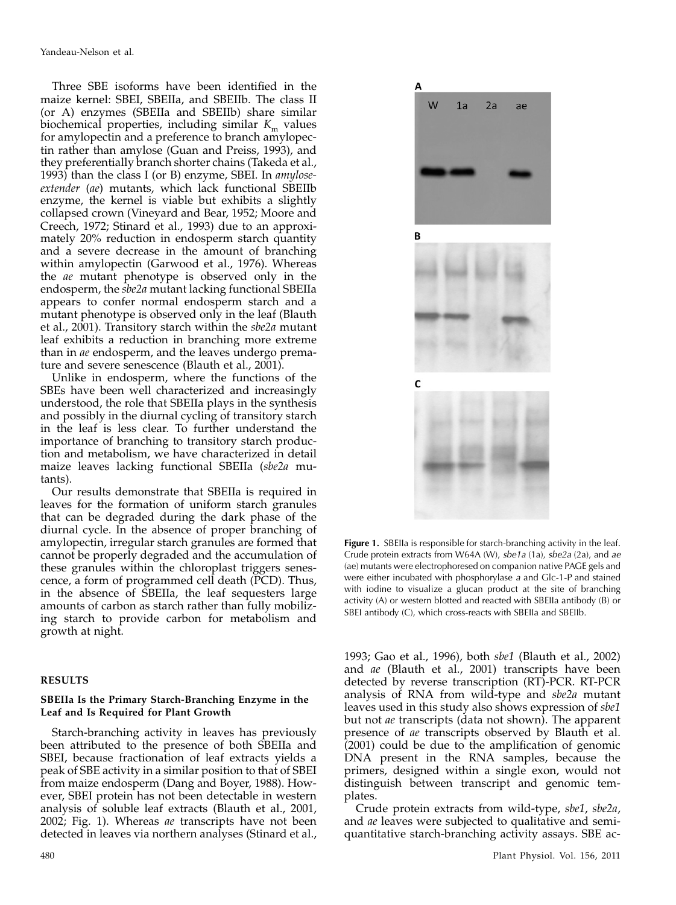Three SBE isoforms have been identified in the maize kernel: SBEI, SBEIIa, and SBEIIb. The class II (or A) enzymes (SBEIIa and SBEIIb) share similar biochemical properties, including similar $K_m$ values for amylopectin and a preference to branch amylopectin rather than amylose (Guan and Preiss, 1993), and they preferentially branch shorter chains (Takeda et al., 1993) than the class I (or B) enzyme, SBEI. In *amylose-extender* (*ae*) mutants, which lack functional SBEIIb enzyme, the kernel is viable but exhibits a slightly collapsed crown (Vineyard and Bear, 1952; Moore and Creech, 1972; Stinard et al., 1993) due to an approximately 20% reduction in endosperm starch quantity and a severe decrease in the amount of branching within amylopectin (Garwood et al., 1976). Whereas the *ae* mutant phenotype is observed only in the endosperm, the *sbe2a* mutant lacking functional SBEIIa appears to confer normal endosperm starch and a mutant phenotype is observed only in the leaf (Blauth et al., 2001). Transitory starch within the *sbe2a* mutant leaf exhibits a reduction in branching more extreme than in *ae* endosperm, and the leaves undergo premature and severe senescence (Blauth et al., 2001).

Unlike in endosperm, where the functions of the SBEs have been well characterized and increasingly understood, the role that SBEIIa plays in the synthesis and possibly in the diurnal cycling of transitory starch in the leaf is less clear. To further understand the importance of branching to transitory starch production and metabolism, we have characterized in detail maize leaves lacking functional SBEIIa (*sbe2a* mutants).

Our results demonstrate that SBEIIa is required in leaves for the formation of uniform starch granules that can be degraded during the dark phase of the diurnal cycle. In the absence of proper branching of amylopectin, irregular starch granules are formed that cannot be properly degraded and the accumulation of these granules within the chloroplast triggers senescence, a form of programmed cell death (PCD). Thus, in the absence of SBEIIa, the leaf sequesters large amounts of carbon as starch rather than fully mobilizing starch to provide carbon for metabolism and growth at night.

**Figure 1.** SBEIIa is responsible for starch-branching activity in the leaf. Crude protein extracts from W64A (W), *sbe1a* (1a), *sbe2a* (2a), and *ae* (ae) mutants were electrophoresed on companion native PAGE gels and were either incubated with phosphorylase *a* and Glc-1-P and stained with iodine to visualize a glucan product at the site of branching activity (A) or western blotted and reacted with SBEIIa antibody (B) or SBEI antibody (C), which cross-reacts with SBEIIa and SBEIIb.

## RESULTS

### SBEIIa Is the Primary Starch-Branching Enzyme in the Leaf and Is Required for Plant Growth

Starch-branching activity in leaves has previously been attributed to the presence of both SBEIIa and SBEI, because fractionation of leaf extracts yields a peak of SBE activity in a similar position to that of SBEI from maize endosperm (Dang and Boyer, 1988). However, SBEI protein has not been detectable in western analysis of soluble leaf extracts (Blauth et al., 2001, 2002; Fig. 1). Whereas *ae* transcripts have not been detected in leaves via northern analyses (Stinard et al., 1993; Gao et al., 1996), both *sbe1* (Blauth et al., 2002) and *ae* (Blauth et al., 2001) transcripts have been detected by reverse transcription (RT)-PCR. RT-PCR analysis of RNA from wild-type and *sbe2a* mutant leaves used in this study also shows expression of *sbe1* but not *ae* transcripts (data not shown). The apparent presence of *ae* transcripts observed by Blauth et al. (2001) could be due to the amplification of genomic DNA present in the RNA samples, because the primers, designed within a single exon, would not distinguish between transcript and genomic templates.

Crude protein extracts from wild-type, *sbe1*, *sbe2a*, and *ae* leaves were subjected to qualitative and semi-quantitative starch-branching activity assays. SBE ac-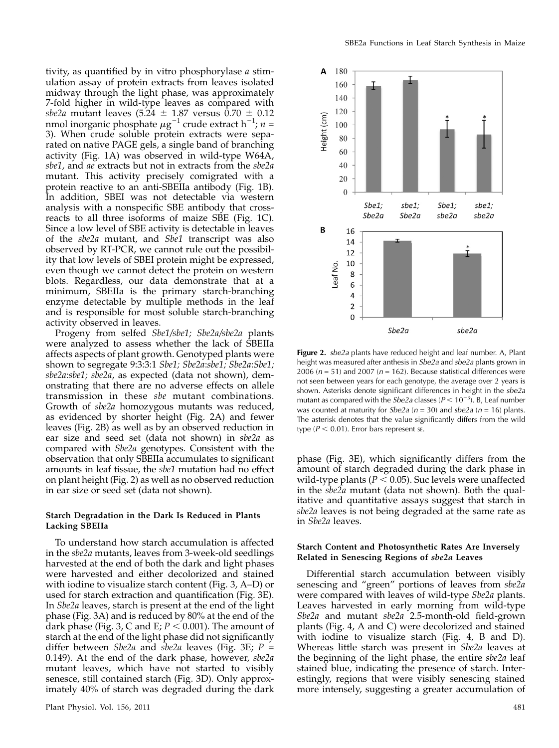tivity, as quantified by in vitro phosphorylase *a* stimulation assay of protein extracts from leaves isolated midway through the light phase, was approximately 7-fold higher in wild-type leaves as compared with *sbe2a* mutant leaves (5.24 ± 1.87 versus 0.70 ± 0.12 nmol inorganic phosphate $\mu g^{-1}$ crude extract $h^{-1}$; $n$ = 3). When crude soluble protein extracts were separated on native PAGE gels, a single band of branching activity (Fig. 1A) was observed in wild-type W64A, *sbe1*, and *ae* extracts but not in extracts from the *sbe2a* mutant. This activity precisely comigrated with a protein reactive to an anti-SBEIIa antibody (Fig. 1B). In addition, SBEI was not detectable via western analysis with a nonspecific SBE antibody that cross-reacts to all three isoforms of maize SBE (Fig. 1C). Since a low level of SBE activity is detectable in leaves of the *sbe2a* mutant, and *Sbe1* transcript was also observed by RT-PCR, we cannot rule out the possibility that low levels of SBEI protein might be expressed, even though we cannot detect the protein on western blots. Regardless, our data demonstrate that at a minimum, SBEIIa is the primary starch-branching enzyme detectable by multiple methods in the leaf and is responsible for most soluble starch-branching activity observed in leaves.

Progeny from selfed *Sbe1/sbe1; Sbe2a/sbe2a* plants were analyzed to assess whether the lack of SBEIIa affects aspects of plant growth. Genotyped plants were shown to segregate 9:3:3:1 *Sbe1; Sbe2a*:*sbe1; Sbe2a*:*Sbe1; sbe2a*:*sbe1; sbe2a*, as expected (data not shown), demonstrating that there are no adverse effects on allele transmission in these *sbe* mutant combinations. Growth of *sbe2a* homozygous mutants was reduced, as evidenced by shorter height (Fig. 2A) and fewer leaves (Fig. 2B) as well as by an observed reduction in ear size and seed set (data not shown) in *sbe2a* as compared with *Sbe2a* genotypes. Consistent with the observation that only SBEIIa accumulates to significant amounts in leaf tissue, the *sbe1* mutation had no effect on plant height (Fig. 2) as well as no observed reduction in ear size or seed set (data not shown).

**Figure 2.** *sbe2a* plants have reduced height and leaf number. A, Plant height was measured after anthesis in *Sbe2a* and *sbe2a* plants grown in 2006 ($n$ = 51) and 2007 ($n$ = 162). Because statistical differences were not seen between years for each genotype, the average over 2 years is shown. Asterisks denote significant differences in height in the *sbe2a* mutant as compared with the *Sbe2a* classes ($P < 10^{-3}$). B, Leaf number was counted at maturity for *Sbe2a* ($n$ = 30) and *sbe2a* ($n$ = 16) plants. The asterisk denotes that the value significantly differs from the wild type ($P < 0.01$). Error bars represent SE.

#### Starch Degradation in the Dark Is Reduced in Plants Lacking SBEIIa

To understand how starch accumulation is affected in the *sbe2a* mutants, leaves from 3-week-old seedlings harvested at the end of both the dark and light phases were harvested and either decolorized and stained with iodine to visualize starch content (Fig. 3, A–D) or used for starch extraction and quantification (Fig. 3E). In *Sbe2a* leaves, starch is present at the end of the light phase (Fig. 3A) and is reduced by 80% at the end of the dark phase (Fig. 3, C and E; $P < 0.001$). The amount of starch at the end of the light phase did not significantly differ between *Sbe2a* and *sbe2a* leaves (Fig. 3E; $P$ = 0.149). At the end of the dark phase, however, *sbe2a* mutant leaves, which have not started to visibly senesce, still contained starch (Fig. 3D). Only approximately 40% of starch was degraded during the dark phase (Fig. 3E), which significantly differs from the amount of starch degraded during the dark phase in wild-type plants ($P < 0.05$). Suc levels were unaffected in the *sbe2a* mutant (data not shown). Both the qualitative and quantitative assays suggest that starch in *sbe2a* leaves is not being degraded at the same rate as in *Sbe2a* leaves.

#### Starch Content and Photosynthetic Rates Are Inversely Related in Senescing Regions of *sbe2a* Leaves

Differential starch accumulation between visibly senescing and "green" portions of leaves from *sbe2a* were compared with leaves of wild-type *Sbe2a* plants. Leaves harvested in early morning from wild-type *Sbe2a* and mutant *sbe2a* 2.5-month-old field-grown plants (Fig. 4, A and C) were decolorized and stained with iodine to visualize starch (Fig. 4, B and D). Whereas little starch was present in *Sbe2a* leaves at the beginning of the light phase, the entire *sbe2a* leaf stained blue, indicating the presence of starch. Interestingly, regions that were visibly senescing stained more intensely, suggesting a greater accumulation of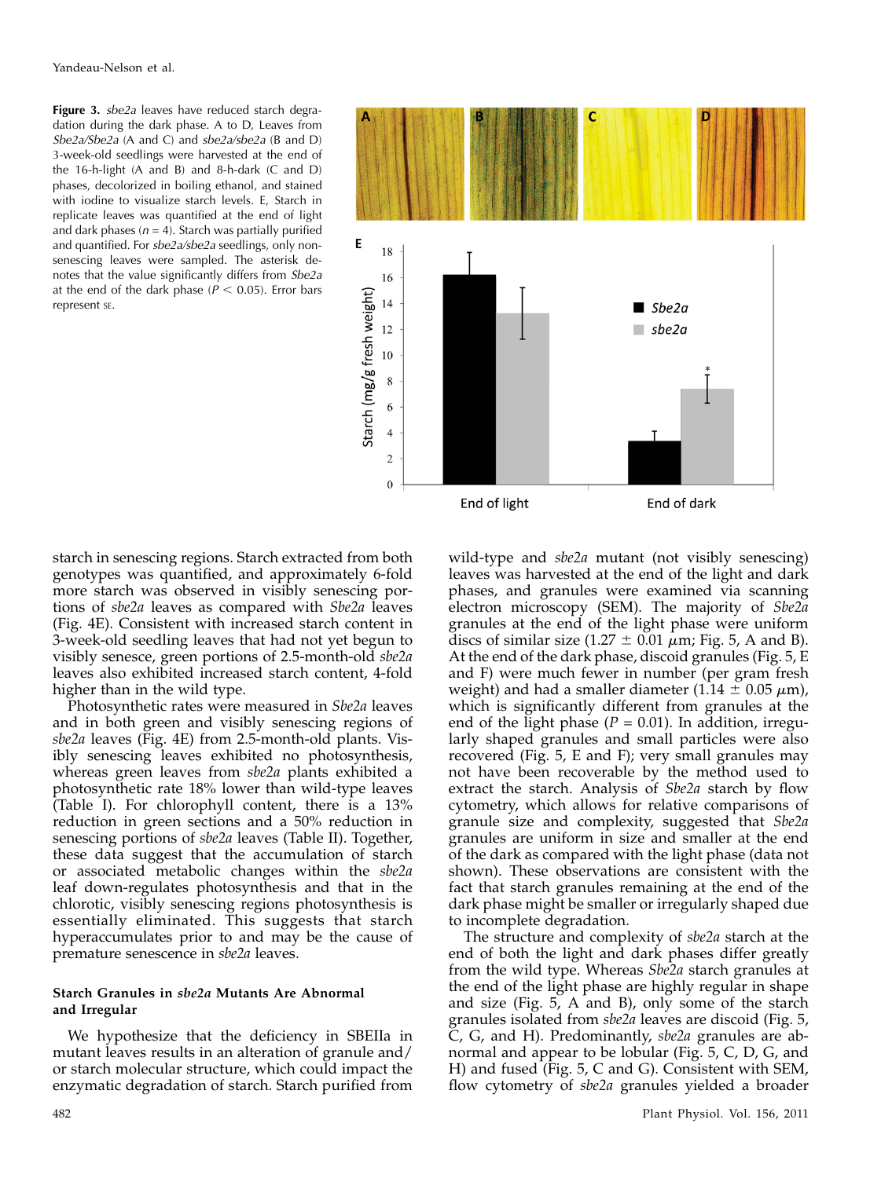**Figure 3.** *sbe2a* leaves have reduced starch degradation during the dark phase. A to D, Leaves from *Sbe2a/Sbe2a* (A and C) and *sbe2a/sbe2a* (B and D) 3-week-old seedlings were harvested at the end of the 16-h-light (A and B) and 8-h-dark (C and D) phases, decolorized in boiling ethanol, and stained with iodine to visualize starch levels. E, Starch in replicate leaves was quantified at the end of light and dark phases ($n = 4$). Starch was partially purified and quantified. For *sbe2a/sbe2a* seedlings, only nonsenescing leaves were sampled. The asterisk denotes that the value significantly differs from *Sbe2a* at the end of the dark phase ($P < 0.05$). Error bars represent SE.

starch in senescing regions. Starch extracted from both genotypes was quantified, and approximately 6-fold more starch was observed in visibly senescing portions of *sbe2a* leaves as compared with *Sbe2a* leaves (Fig. 4E). Consistent with increased starch content in 3-week-old seedling leaves that had not yet begun to visibly senesce, green portions of 2.5-month-old *sbe2a* leaves also exhibited increased starch content, 4-fold higher than in the wild type.

Photosynthetic rates were measured in *Sbe2a* leaves and in both green and visibly senescing regions of *sbe2a* leaves (Fig. 4E) from 2.5-month-old plants. Visibly senescing leaves exhibited no photosynthesis, whereas green leaves from *sbe2a* plants exhibited a photosynthetic rate 18% lower than wild-type leaves (Table I). For chlorophyll content, there is a 13% reduction in green sections and a 50% reduction in senescing portions of *sbe2a* leaves (Table II). Together, these data suggest that the accumulation of starch or associated metabolic changes within the *sbe2a* leaf down-regulates photosynthesis and that in the chlorotic, visibly senescing regions photosynthesis is essentially eliminated. This suggests that starch hyperaccumulates prior to and may be the cause of premature senescence in *sbe2a* leaves.

### Starch Granules in *sbe2a* Mutants Are Abnormal and Irregular

We hypothesize that the deficiency in SBEIIa in mutant leaves results in an alteration of granule and/or starch molecular structure, which could impact the enzymatic degradation of starch. Starch purified from wild-type and *sbe2a* mutant (not visibly senescing) leaves was harvested at the end of the light and dark phases, and granules were examined via scanning electron microscopy (SEM). The majority of *Sbe2a* granules at the end of the light phase were uniform discs of similar size (1.27 ± 0.01 $\mu$m; Fig. 5, A and B). At the end of the dark phase, discoid granules (Fig. 5, E and F) were much fewer in number (per gram fresh weight) and had a smaller diameter (1.14 ± 0.05 $\mu$m), which is significantly different from granules at the end of the light phase ($P = 0.01$). In addition, irregularly shaped granules and small particles were also recovered (Fig. 5, E and F); very small granules may not have been recoverable by the method used to extract the starch. Analysis of *Sbe2a* starch by flow cytometry, which allows for relative comparisons of granule size and complexity, suggested that *Sbe2a* granules are uniform in size and smaller at the end of the dark as compared with the light phase (data not shown). These observations are consistent with the fact that starch granules remaining at the end of the dark phase might be smaller or irregularly shaped due to incomplete degradation.

The structure and complexity of *sbe2a* starch at the end of both the light and dark phases differ greatly from the wild type. Whereas *Sbe2a* starch granules at the end of the light phase are highly regular in shape and size (Fig. 5, A and B), only some of the starch granules isolated from *sbe2a* leaves are discoid (Fig. 5, C, G, and H). Predominantly, *sbe2a* granules are abnormal and appear to be lobular (Fig. 5, C, D, G, and H) and fused (Fig. 5, C and G). Consistent with SEM, flow cytometry of *sbe2a* granules yielded a broader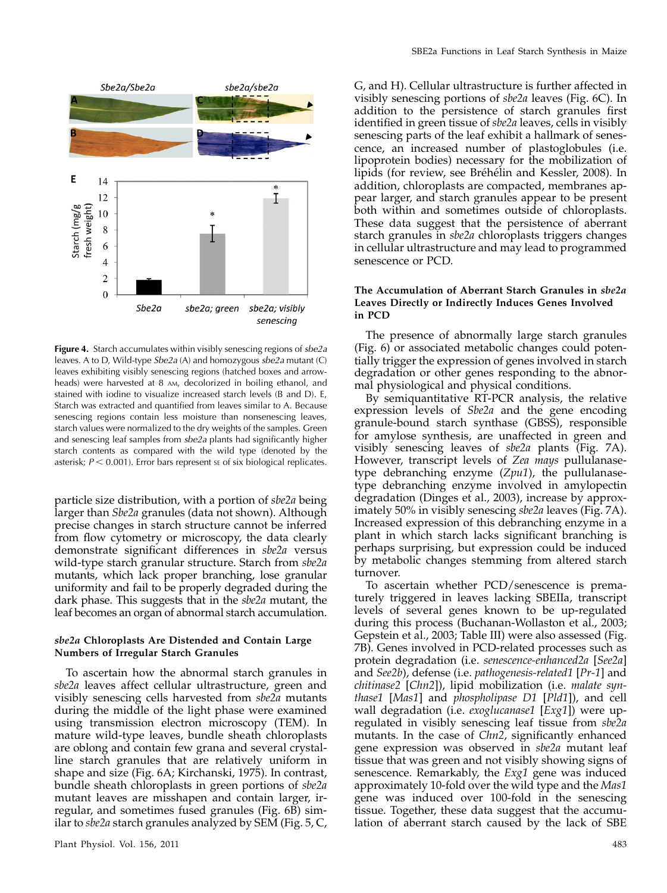Figure 4. Starch accumulates within visibly senescing regions of *sbe2a* leaves. A to D, Wild-type *Sbe2a* (A) and homozygous *sbe2a* mutant (C) leaves exhibiting visibly senescing regions (hatched boxes and arrowheads) were harvested at 8 AM, decolorized in boiling ethanol, and stained with iodine to visualize increased starch levels (B and D). E, Starch was extracted and quantified from leaves similar to A. Because senescing regions contain less moisture than nonsenescing leaves, starch values were normalized to the dry weights of the samples. Green and senescing leaf samples from *sbe2a* plants had significantly higher starch contents as compared with the wild type (denoted by the asterisk; $P < 0.001$). Error bars represent SE of six biological replicates.

particle size distribution, with a portion of *sbe2a* being larger than *Sbe2a* granules (data not shown). Although precise changes in starch structure cannot be inferred from flow cytometry or microscopy, the data clearly demonstrate significant differences in *sbe2a* versus wild-type starch granular structure. Starch from *sbe2a* mutants, which lack proper branching, lose granular uniformity and fail to be properly degraded during the dark phase. This suggests that in the *sbe2a* mutant, the leaf becomes an organ of abnormal starch accumulation.

### *sbe2a* Chloroplasts Are Distended and Contain Large Numbers of Irregular Starch Granules

To ascertain how the abnormal starch granules in *sbe2a* leaves affect cellular ultrastructure, green and visibly senescing cells harvested from *sbe2a* mutants during the middle of the light phase were examined using transmission electron microscopy (TEM). In mature wild-type leaves, bundle sheath chloroplasts are oblong and contain few grana and several crystalline starch granules that are relatively uniform in shape and size (Fig. 6A; Kirchanski, 1975). In contrast, bundle sheath chloroplasts in green portions of *sbe2a* mutant leaves are misshapen and contain larger, irregular, and sometimes fused granules (Fig. 6B) similar to *sbe2a* starch granules analyzed by SEM (Fig. 5, C, G, and H). Cellular ultrastructure is further affected in visibly senescing portions of *sbe2a* leaves (Fig. 6C). In addition to the persistence of starch granules first identified in green tissue of *sbe2a* leaves, cells in visibly senescing parts of the leaf exhibit a hallmark of senescence, an increased number of plastoglobules (i.e. lipoprotein bodies) necessary for the mobilization of lipids (for review, see Bréhélin and Kessler, 2008). In addition, chloroplasts are compacted, membranes appear larger, and starch granules appear to be present both within and sometimes outside of chloroplasts. These data suggest that the persistence of aberrant starch granules in *sbe2a* chloroplasts triggers changes in cellular ultrastructure and may lead to programmed senescence or PCD.

### The Accumulation of Aberrant Starch Granules in *sbe2a* Leaves Directly or Indirectly Induces Genes Involved in PCD

The presence of abnormally large starch granules (Fig. 6) or associated metabolic changes could potentially trigger the expression of genes involved in starch degradation or other genes responding to the abnormal physiological and physical conditions.

By semiquantitative RT-PCR analysis, the relative expression levels of *Sbe2a* and the gene encoding granule-bound starch synthase (GBSS), responsible for amylose synthesis, are unaffected in green and visibly senescing leaves of *sbe2a* plants (Fig. 7A). However, transcript levels of *Zea mays* pullulanase-type debranching enzyme (*Zpu1*), the pullulanase-type debranching enzyme involved in amylopectin degradation (Dinges et al., 2003), increase by approximately 50% in visibly senescing *sbe2a* leaves (Fig. 7A). Increased expression of this debranching enzyme in a plant in which starch lacks significant branching is perhaps surprising, but expression could be induced by metabolic changes stemming from altered starch turnover.

To ascertain whether PCD/senescence is prematurely triggered in leaves lacking SBEIIa, transcript levels of several genes known to be up-regulated during this process (Buchanan-Wollaston et al., 2003; Gepstein et al., 2003; Table III) were also assessed (Fig. 7B). Genes involved in PCD-related processes such as protein degradation (i.e. *senescence-enhanced2a* [*See2a*] and *See2b*), defense (i.e. *pathogenesis-related1* [*Pr-1*] and *chitinase2* [*Chn2*]), lipid mobilization (i.e. *malate synthase1* [*Mas1*] and *phospholipase D1* [*Pld1*]), and cell wall degradation (i.e. *exoglucanase1* [*Exg1*]) were up-regulated in visibly senescing leaf tissue from *sbe2a* mutants. In the case of *Chn2*, significantly enhanced gene expression was observed in *sbe2a* mutant leaf tissue that was green and not visibly showing signs of senescence. Remarkably, the *Exg1* gene was induced approximately 10-fold over the wild type and the *Mas1* gene was induced over 100-fold in the senescing tissue. Together, these data suggest that the accumulation of aberrant starch caused by the lack of SBE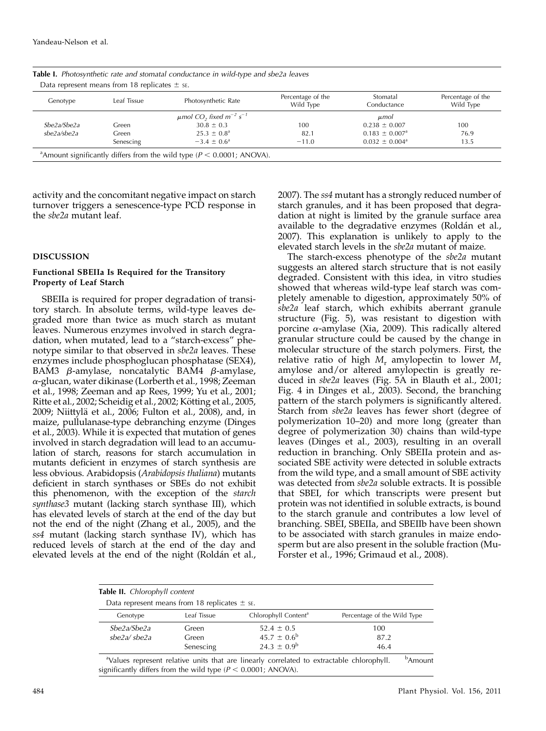**Table I.** *Photosynthetic rate and stomatal conductance in wild-type and sbe2a leaves*

Data represent means from 18 replicates ± se.

| Genotype | Leaf Tissue | Photosynthetic Rate | Percentage of the Wild Type | Stomatal Conductance | Percentage of the Wild Type |
|---|---|---|---|---|---|
| | | $\mu$mol $CO_2$ fixed $m^{-2}$ $s^{-1}$ | | $\mu$mol | |
| *Sbe2a/Sbe2a* | Green | 30.8 ± 0.3 | 100 | 0.238 ± 0.007 | 100 |
| *sbe2a/sbe2a* | Green | 25.3 ± 0.8[a] | 82.1 | 0.183 ± 0.007[a] | 76.9 |
| | Senescing | −3.4 ± 0.6[a] | −11.0 | 0.032 ± 0.004[a] | 13.5 |

[a]Amount significantly differs from the wild type ($P < 0.0001$; ANOVA).

activity and the concomitant negative impact on starch turnover triggers a senescence-type PCD response in the *sbe2a* mutant leaf.

## DISCUSSION

### Functional SBEIIa Is Required for the Transitory Property of Leaf Starch

SBEIIa is required for proper degradation of transitory starch. In absolute terms, wild-type leaves degraded more than twice as much starch as mutant leaves. Numerous enzymes involved in starch degradation, when mutated, lead to a "starch-excess" phenotype similar to that observed in *sbe2a* leaves. These enzymes include phosphoglucan phosphatase (SEX4), BAM3 $\beta$-amylase, noncatalytic BAM4 $\beta$-amylase, $\alpha$-glucan, water dikinase (Lorberth et al., 1998; Zeeman et al., 1998; Zeeman and ap Rees, 1999; Yu et al., 2001; Ritte et al., 2002; Scheidig et al., 2002; Kötting et al., 2005, 2009; Niittylä et al., 2006; Fulton et al., 2008), and, in maize, pullulanase-type debranching enzyme (Dinges et al., 2003). While it is expected that mutation of genes involved in starch degradation will lead to an accumulation of starch, reasons for starch accumulation in mutants deficient in enzymes of starch synthesis are less obvious. Arabidopsis (*Arabidopsis thaliana*) mutants deficient in starch synthases or SBEs do not exhibit this phenomenon, with the exception of the *starch synthase3* mutant (lacking starch synthase III), which has elevated levels of starch at the end of the day but not the end of the night (Zhang et al., 2005), and the *ss4* mutant (lacking starch synthase IV), which has reduced levels of starch at the end of the day and elevated levels at the end of the night (Roldán et al., 2007). The *ss4* mutant has a strongly reduced number of starch granules, and it has been proposed that degradation at night is limited by the granule surface area available to the degradative enzymes (Roldán et al., 2007). This explanation is unlikely to apply to the elevated starch levels in the *sbe2a* mutant of maize.

The starch-excess phenotype of the *sbe2a* mutant suggests an altered starch structure that is not easily degraded. Consistent with this idea, in vitro studies showed that whereas wild-type leaf starch was completely amenable to digestion, approximately 50% of *sbe2a* leaf starch, which exhibits aberrant granule structure (Fig. 5), was resistant to digestion with porcine $\alpha$-amylase (Xia, 2009). This radically altered granular structure could be caused by the change in molecular structure of the starch polymers. First, the relative ratio of high $M_r$ amylopectin to lower $M_r$ amylose and/or altered amylopectin is greatly reduced in *sbe2a* leaves (Fig. 5A in Blauth et al., 2001; Fig. 4 in Dinges et al., 2003). Second, the branching pattern of the starch polymers is significantly altered. Starch from *sbe2a* leaves has fewer short (degree of polymerization 10–20) and more long (greater than degree of polymerization 30) chains than wild-type leaves (Dinges et al., 2003), resulting in an overall reduction in branching. Only SBEIIa protein and associated SBE activity were detected in soluble extracts from the wild type, and a small amount of SBE activity was detected from *sbe2a* soluble extracts. It is possible that SBEI, for which transcripts were present but protein was not identified in soluble extracts, is bound to the starch granule and contributes a low level of branching. SBEI, SBEIIa, and SBEIIb have been shown to be associated with starch granules in maize endosperm but are also present in the soluble fraction (Mu-Forster et al., 1996; Grimaud et al., 2008).

**Table II.** *Chlorophyll content*

Data represent means from 18 replicates ± se.

| Genotype | Leaf Tissue | Chlorophyll Content[a] | Percentage of the Wild Type |
|---|---|---|---|
| *Sbe2a/Sbe2a* | Green | 52.4 ± 0.5 | 100 |
| *sbe2a/ sbe2a* | Green | 45.7 ± 0.6[b] | 87.2 |
| | Senescing | 24.3 ± 0.9[b] | 46.4 |

[a]Values represent relative units that are linearly correlated to extractable chlorophyll. [b]Amount significantly differs from the wild type ($P < 0.0001$; ANOVA).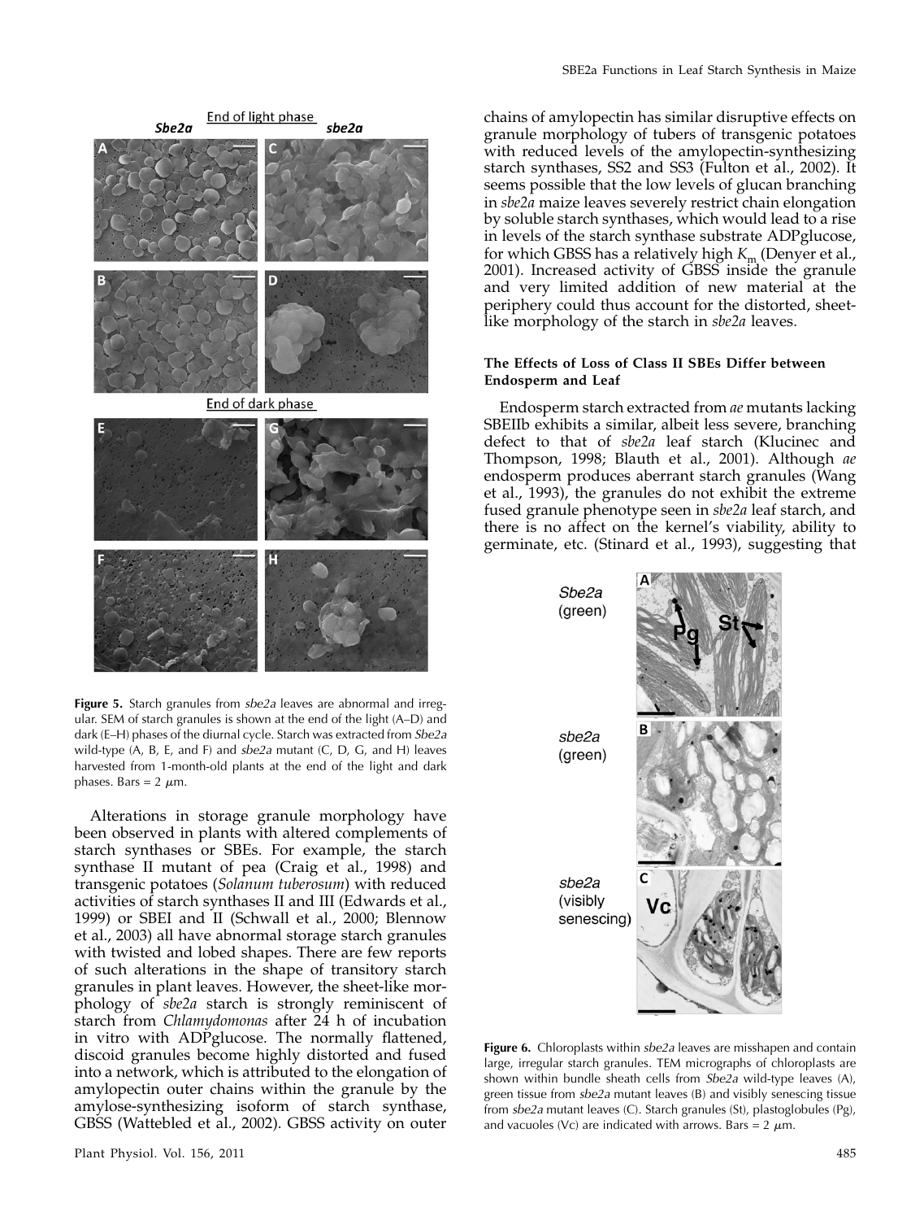**Figure 5.** Starch granules from *sbe2a* leaves are abnormal and irregular. SEM of starch granules is shown at the end of the light (A–D) and dark (E–H) phases of the diurnal cycle. Starch was extracted from *Sbe2a* wild-type (A, B, E, and F) and *sbe2a* mutant (C, D, G, and H) leaves harvested from 1-month-old plants at the end of the light and dark phases. Bars = 2 $\mu$m.

Alterations in storage granule morphology have been observed in plants with altered complements of starch synthases or SBEs. For example, the starch synthase II mutant of pea (Craig et al., 1998) and transgenic potatoes (*Solanum tuberosum*) with reduced activities of starch synthases II and III (Edwards et al., 1999) or SBEI and II (Schwall et al., 2000; Blennow et al., 2003) all have abnormal storage starch granules with twisted and lobed shapes. There are few reports of such alterations in the shape of transitory starch granules in plant leaves. However, the sheet-like morphology of *sbe2a* starch is strongly reminiscent of starch from *Chlamydomonas* after 24 h of incubation in vitro with ADPglucose. The normally flattened, discoid granules become highly distorted and fused into a network, which is attributed to the elongation of amylopectin outer chains within the granule by the amylose-synthesizing isoform of starch synthase, GBSS (Wattebled et al., 2002). GBSS activity on outer chains of amylopectin has similar disruptive effects on granule morphology of tubers of transgenic potatoes with reduced levels of the amylopectin-synthesizing starch synthases, SS2 and SS3 (Fulton et al., 2002). It seems possible that the low levels of glucan branching in *sbe2a* maize leaves severely restrict chain elongation by soluble starch synthases, which would lead to a rise in levels of the starch synthase substrate ADPglucose, for which GBSS has a relatively high $K_m$ (Denyer et al., 2001). Increased activity of GBSS inside the granule and very limited addition of new material at the periphery could thus account for the distorted, sheet-like morphology of the starch in *sbe2a* leaves.

#### The Effects of Loss of Class II SBEs Differ between Endosperm and Leaf

Endosperm starch extracted from *ae* mutants lacking SBEIIb exhibits a similar, albeit less severe, branching defect to that of *sbe2a* leaf starch (Klucinec and Thompson, 1998; Blauth et al., 2001). Although *ae* endosperm produces aberrant starch granules (Wang et al., 1993), the granules do not exhibit the extreme fused granule phenotype seen in *sbe2a* leaf starch, and there is no affect on the kernel's viability, ability to germinate, etc. (Stinard et al., 1993), suggesting that

**Figure 6.** Chloroplasts within *sbe2a* leaves are misshapen and contain large, irregular starch granules. TEM micrographs of chloroplasts are shown within bundle sheath cells from *Sbe2a* wild-type leaves (A), green tissue from *sbe2a* mutant leaves (B) and visibly senescing tissue from *sbe2a* mutant leaves (C). Starch granules (St), plastoglobules (Pg), and vacuoles (Vc) are indicated with arrows. Bars = 2 $\mu$m.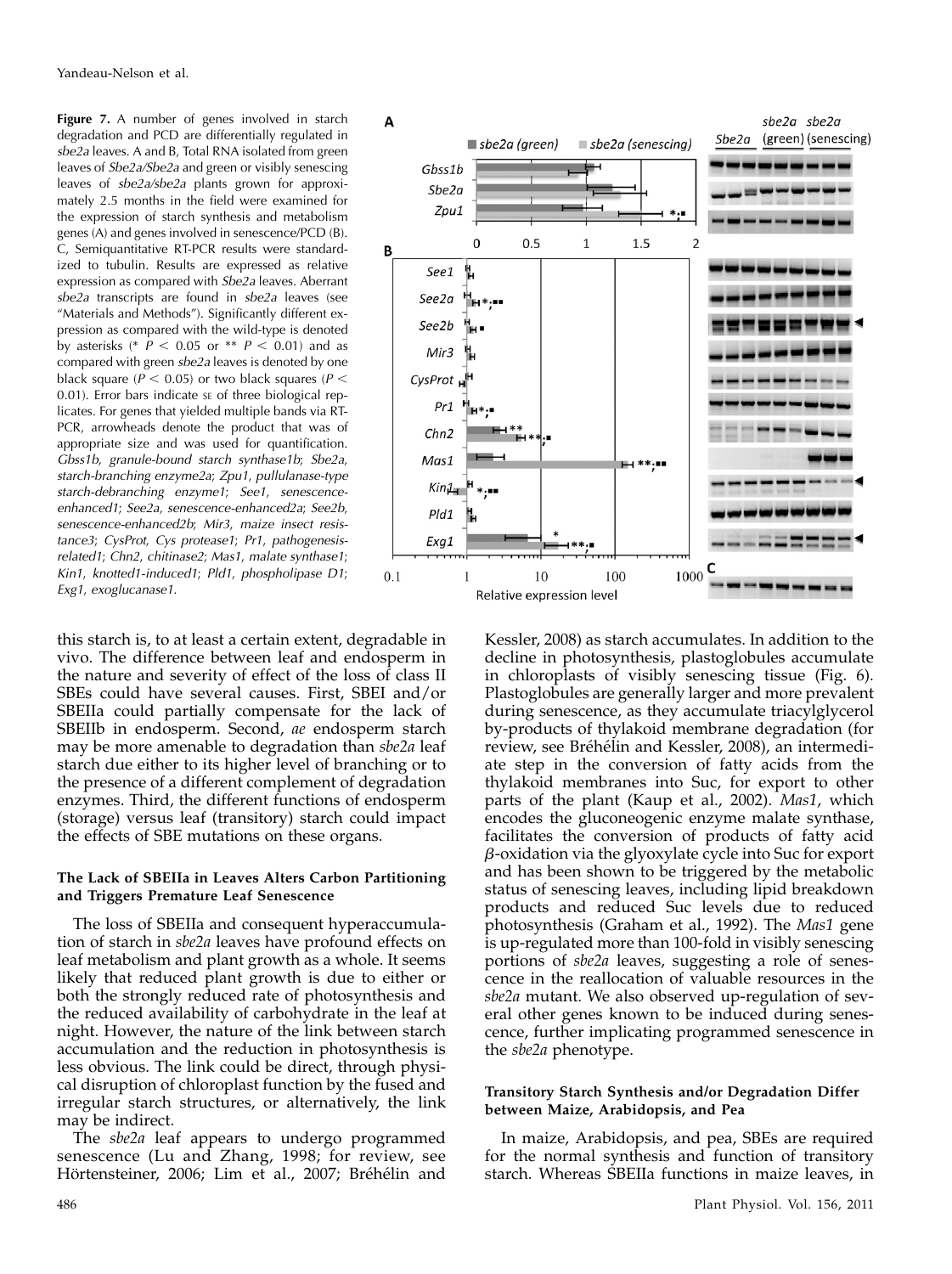**Figure 7.** A number of genes involved in starch degradation and PCD are differentially regulated in *sbe2a* leaves. A and B, Total RNA isolated from green leaves of *Sbe2a/Sbe2a* and green or visibly senescing leaves of *sbe2a/sbe2a* plants grown for approximately 2.5 months in the field were examined for the expression of starch synthesis and metabolism genes (A) and genes involved in senescence/PCD (B). C, Semiquantitative RT-PCR results were standardized to tubulin. Results are expressed as relative expression as compared with *Sbe2a* leaves. Aberrant *sbe2a* transcripts are found in *sbe2a* leaves (see "Materials and Methods"). Significantly different expression as compared with the wild-type is denoted by asterisks (* $P < 0.05$ or ** $P < 0.01$) and as compared with green *sbe2a* leaves is denoted by one black square ($P < 0.05$) or two black squares ($P < 0.01$). Error bars indicate SE of three biological replicates. For genes that yielded multiple bands via RT-PCR, arrowheads denote the product that was of appropriate size and was used for quantification. *Gbss1b*, granule-bound starch synthase1b; *Sbe2a*, starch-branching enzyme2a; *Zpu1*, pullulanase-type starch-debranching enzyme1; *See1*, senescence-enhanced1; *See2a*, senescence-enhanced2a; *See2b*, senescence-enhanced2b; *Mir3*, maize insect resistance3; *CysProt*, Cys protease1; *Pr1*, pathogenesis-related1; *Chn2*, chitinase2; *Mas1*, malate synthase1; *Kin1*, knotted1-induced1; *Pld1*, phospholipase D1; *Exg1*, exoglucanase1.

this starch is, to at least a certain extent, degradable in vivo. The difference between leaf and endosperm in the nature and severity of effect of the loss of class II SBEs could have several causes. First, SBEI and/or SBEIIa could partially compensate for the lack of SBEIIb in endosperm. Second, *ae* endosperm starch may be more amenable to degradation than *sbe2a* leaf starch due either to its higher level of branching or to the presence of a different complement of degradation enzymes. Third, the different functions of endosperm (storage) versus leaf (transitory) starch could impact the effects of SBE mutations on these organs.

### The Lack of SBEIIa in Leaves Alters Carbon Partitioning and Triggers Premature Leaf Senescence

The loss of SBEIIa and consequent hyperaccumulation of starch in *sbe2a* leaves have profound effects on leaf metabolism and plant growth as a whole. It seems likely that reduced plant growth is due to either or both the strongly reduced rate of photosynthesis and the reduced availability of carbohydrate in the leaf at night. However, the nature of the link between starch accumulation and the reduction in photosynthesis is less obvious. The link could be direct, through physical disruption of chloroplast function by the fused and irregular starch structures, or alternatively, the link may be indirect.

The *sbe2a* leaf appears to undergo programmed senescence (Lu and Zhang, 1998; for review, see Hörtensteiner, 2006; Lim et al., 2007; Bréhélin and Kessler, 2008) as starch accumulates. In addition to the decline in photosynthesis, plastoglobules accumulate in chloroplasts of visibly senescing tissue (Fig. 6). Plastoglobules are generally larger and more prevalent during senescence, as they accumulate triacylglycerol by-products of thylakoid membrane degradation (for review, see Bréhélin and Kessler, 2008), an intermediate step in the conversion of fatty acids from the thylakoid membranes into Suc, for export to other parts of the plant (Kaup et al., 2002). *Mas1*, which encodes the gluconeogenic enzyme malate synthase, facilitates the conversion of products of fatty acid $\beta$-oxidation via the glyoxylate cycle into Suc for export and has been shown to be triggered by the metabolic status of senescing leaves, including lipid breakdown products and reduced Suc levels due to reduced photosynthesis (Graham et al., 1992). The *Mas1* gene is up-regulated more than 100-fold in visibly senescing portions of *sbe2a* leaves, suggesting a role of senescence in the reallocation of valuable resources in the *sbe2a* mutant. We also observed up-regulation of several other genes known to be induced during senescence, further implicating programmed senescence in the *sbe2a* phenotype.

### Transitory Starch Synthesis and/or Degradation Differ between Maize, Arabidopsis, and Pea

In maize, Arabidopsis, and pea, SBEs are required for the normal synthesis and function of transitory starch. Whereas SBEIIa functions in maize leaves, in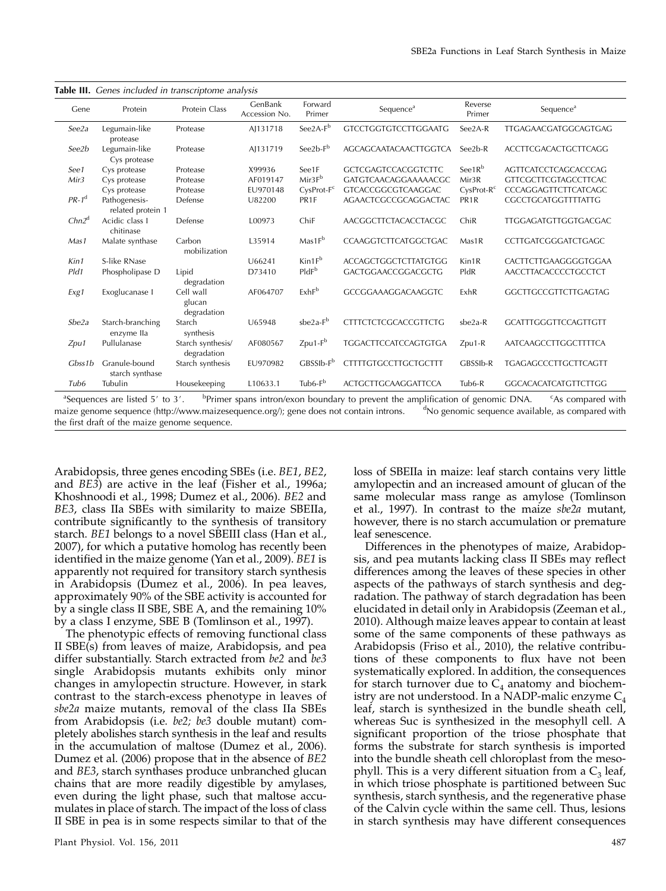**Table III.** *Genes included in transcriptome analysis*

| Gene | Protein | Protein Class | GenBank Accession No. | Forward Primer | Sequence[a] | Reverse Primer | Sequence[a] |
|---|---|---|---|---|---|---|---|
| *See2a* | Legumain-like protease | Protease | AJ131718 | See2A-F[b] | GTCCTGGTGTCCTTGGAATG | See2A-R | TTGAGAACGATGGCAGTGAG |
| *See2b* | Legumain-like Cys protease | Protease | AJ131719 | See2b-F[b] | AGCAGCAATACAACTTGGTCA | See2b-R | ACCTTCGACACTGCTTCAGG |
| *See1* | Cys protease | Protease | X99936 | See1F | GCTCGAGTCCACGGTCTTC | See1R[b] | AGTTCATCCTCAGCACCCAG |
| *Mir3* | Cys protease | Protease | AF019147 | Mir3F[b] | GATGTCAACAGGAAAAACGC | Mir3R | GTTCGCTTCGTAGCCTTCAC |
| | Cys protease | Protease | EU970148 | CysProt-F[c] | GTCACCGGCGTCAAGGAC | CysProt-R[c] | CCCAGGAGTTCTTCATCAGC |
| *PR-1*[d] | Pathogenesis-related protein 1 | Defense | U82200 | PR1F | AGAACTCGCCGCAGGACTAC | PR1R | CGCCTGCATGGTTTTATTG |
| *Chn2*[d] | Acidic class I chitinase | Defense | L00973 | ChiF | AACGGCTTCTACACCTACGC | ChiR | TTGGAGATGTTGGTGACGAC |
| *Mas1* | Malate synthase | Carbon mobilization | L35914 | Mas1F[b] | CCAAGGTCTTCATGGCTGAC | Mas1R | CCTTGATCGGGATCTGAGC |
| *Kin1* | S-like RNase | | U66241 | Kin1F[b] | ACCAGCTGGCTCTTATGTGG | Kin1R | CACTTCTTGAAGGGGTGGAA |
| *Pld1* | Phospholipase D | Lipid degradation | D73410 | PldF[b] | GACTGGAACCGGACGCTG | PldR | AACCTTACACCCCTGCCTCT |
| *Exg1* | Exoglucanase I | Cell wall glucan degradation | AF064707 | ExhF[b] | GCCGGAAAGGACAAGGTC | ExhR | GGCTTGCCGTTCTTGAGTAG |
| *Sbe2a* | Starch-branching enzyme IIa | Starch synthesis | U65948 | sbe2a-F[b] | CTTTCTCTCGCACCGTTCTG | sbe2a-R | GCATTTGGGTTCCAGTTGTT |
| *Zpu1* | Pullulanase | Starch synthesis/ degradation | AF080567 | Zpu1-F[b] | TGGACTTCCATCCAGTGTGA | Zpu1-R | AATCAAGCCTTGGCTTTTCA |
| *Gbss1b* | Granule-bound starch synthase | Starch synthesis | EU970982 | GBSSIb-F[b] | CTTTTGTGCCTTGCTGCTTT | GBSSIb-R | TGAGAGCCCTTGCTTCAGTT |
| *Tub6* | Tubulin | Housekeeping | L10633.1 | Tub6-F[b] | ACTGCTTGCAAGGATTCCA | Tub6-R | GGCACACATCATGTTCTTGG |

[a]Sequences are listed 5′ to 3′. [b]Primer spans intron/exon boundary to prevent the amplification of genomic DNA. [c]As compared with maize genome sequence (http://www.maizesequence.org/); gene does not contain introns. [d]No genomic sequence available, as compared with the first draft of the maize genome sequence.

Arabidopsis, three genes encoding SBEs (i.e. *BE1*, *BE2*, and *BE3*) are active in the leaf (Fisher et al., 1996a; Khoshnoodi et al., 1998; Dumez et al., 2006). *BE2* and *BE3*, class IIa SBEs with similarity to maize SBEIIa, contribute significantly to the synthesis of transitory starch. *BE1* belongs to a novel SBEIII class (Han et al., 2007), for which a putative homolog has recently been identified in the maize genome (Yan et al., 2009). *BE1* is apparently not required for transitory starch synthesis in Arabidopsis (Dumez et al., 2006). In pea leaves, approximately 90% of the SBE activity is accounted for by a single class II SBE, SBE A, and the remaining 10% by a class I enzyme, SBE B (Tomlinson et al., 1997).

The phenotypic effects of removing functional class II SBE(s) from leaves of maize, Arabidopsis, and pea differ substantially. Starch extracted from *be2* and *be3* single Arabidopsis mutants exhibits only minor changes in amylopectin structure. However, in stark contrast to the starch-excess phenotype in leaves of *sbe2a* maize mutants, removal of the class IIa SBEs from Arabidopsis (i.e. *be2; be3* double mutant) completely abolishes starch synthesis in the leaf and results in the accumulation of maltose (Dumez et al., 2006). Dumez et al. (2006) propose that in the absence of *BE2* and *BE3*, starch synthases produce unbranched glucan chains that are more readily digestible by amylases, even during the light phase, such that maltose accumulates in place of starch. The impact of the loss of class II SBE in pea is in some respects similar to that of the loss of SBEIIa in maize: leaf starch contains very little amylopectin and an increased amount of glucan of the same molecular mass range as amylose (Tomlinson et al., 1997). In contrast to the maize *sbe2a* mutant, however, there is no starch accumulation or premature leaf senescence.

Differences in the phenotypes of maize, Arabidopsis, and pea mutants lacking class II SBEs may reflect differences among the leaves of these species in other aspects of the pathways of starch synthesis and degradation. The pathway of starch degradation has been elucidated in detail only in Arabidopsis (Zeeman et al., 2010). Although maize leaves appear to contain at least some of the same components of these pathways as Arabidopsis (Friso et al., 2010), the relative contributions of these components to flux have not been systematically explored. In addition, the consequences for starch turnover due to $C_4$ anatomy and biochemistry are not understood. In a NADP-malic enzyme $C_4$ leaf, starch is synthesized in the bundle sheath cell, whereas Suc is synthesized in the mesophyll cell. A significant proportion of the triose phosphate that forms the substrate for starch synthesis is imported into the bundle sheath cell chloroplast from the mesophyll. This is a very different situation from a $C_3$ leaf, in which triose phosphate is partitioned between Suc synthesis, starch synthesis, and the regenerative phase of the Calvin cycle within the same cell. Thus, lesions in starch synthesis may have different consequences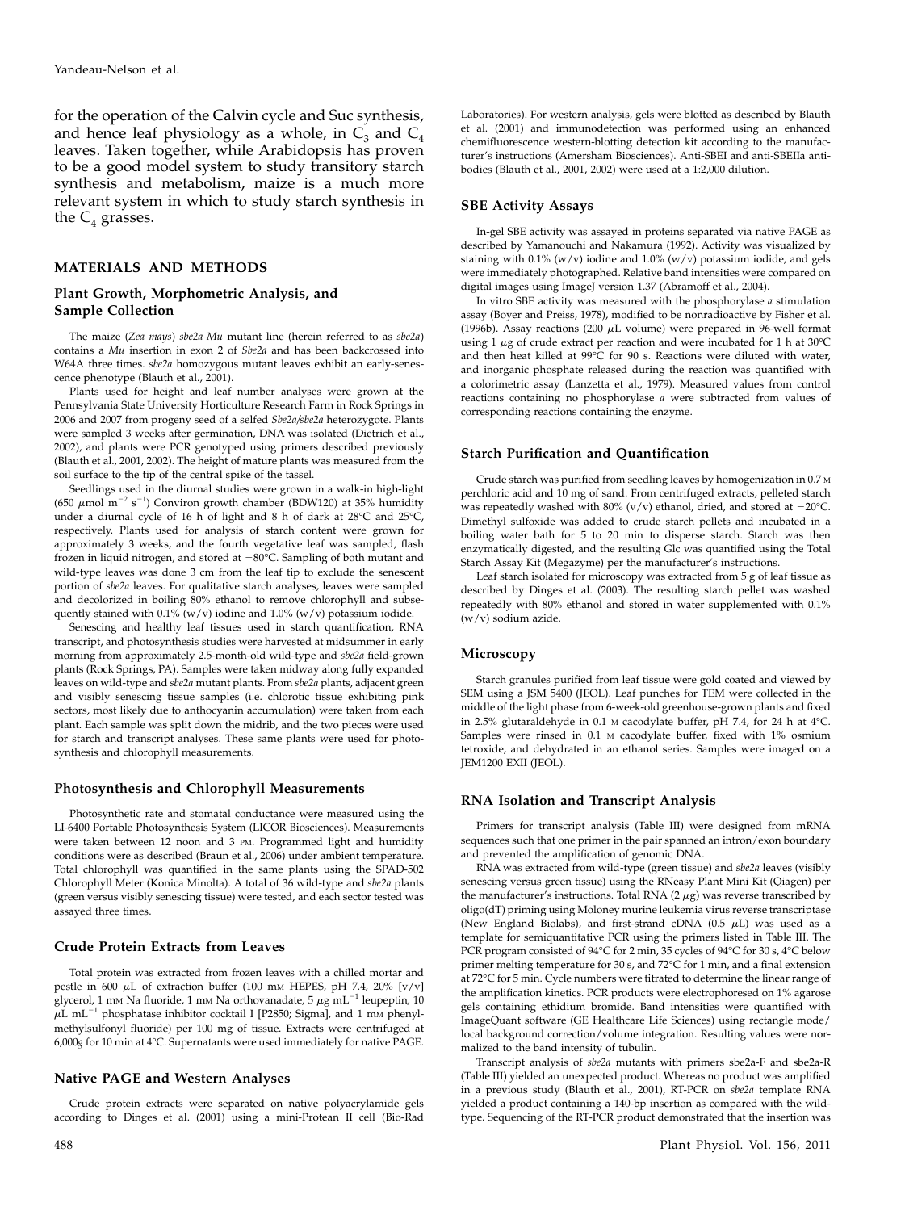for the operation of the Calvin cycle and Suc synthesis, and hence leaf physiology as a whole, in $C_3$ and $C_4$ leaves. Taken together, while Arabidopsis has proven to be a good model system to study transitory starch synthesis and metabolism, maize is a much more relevant system in which to study starch synthesis in the $C_4$ grasses.

## MATERIALS AND METHODS

### Plant Growth, Morphometric Analysis, and Sample Collection

The maize (*Zea mays*) *sbe2a-Mu* mutant line (herein referred to as *sbe2a*) contains a *Mu* insertion in exon 2 of *Sbe2a* and has been backcrossed into W64A three times. *sbe2a* homozygous mutant leaves exhibit an early-senescence phenotype (Blauth et al., 2001).

Plants used for height and leaf number analyses were grown at the Pennsylvania State University Horticulture Research Farm in Rock Springs in 2006 and 2007 from progeny seed of a selfed *Sbe2a/sbe2a* heterozygote. Plants were sampled 3 weeks after germination, DNA was isolated (Dietrich et al., 2002), and plants were PCR genotyped using primers described previously (Blauth et al., 2001, 2002). The height of mature plants was measured from the soil surface to the tip of the central spike of the tassel.

Seedlings used in the diurnal studies were grown in a walk-in high-light (650 $\mu$mol $m^{-2}$ $s^{-1}$) Conviron growth chamber (BDW120) at 35% humidity under a diurnal cycle of 16 h of light and 8 h of dark at 28°C and 25°C, respectively. Plants used for analysis of starch content were grown for approximately 3 weeks, and the fourth vegetative leaf was sampled, flash frozen in liquid nitrogen, and stored at −80°C. Sampling of both mutant and wild-type leaves was done 3 cm from the leaf tip to exclude the senescent portion of *sbe2a* leaves. For qualitative starch analyses, leaves were sampled and decolorized in boiling 80% ethanol to remove chlorophyll and subsequently stained with 0.1% (w/v) iodine and 1.0% (w/v) potassium iodide.

Senescing and healthy leaf tissues used in starch quantification, RNA transcript, and photosynthesis studies were harvested at midsummer in early morning from approximately 2.5-month-old wild-type and *sbe2a* field-grown plants (Rock Springs, PA). Samples were taken midway along fully expanded leaves on wild-type and *sbe2a* mutant plants. From *sbe2a* plants, adjacent green and visibly senescing tissue samples (i.e. chlorotic tissue exhibiting pink sectors, most likely due to anthocyanin accumulation) were taken from each plant. Each sample was split down the midrib, and the two pieces were used for starch and transcript analyses. These same plants were used for photosynthesis and chlorophyll measurements.

### Photosynthesis and Chlorophyll Measurements

Photosynthetic rate and stomatal conductance were measured using the LI-6400 Portable Photosynthesis System (LICOR Biosciences). Measurements were taken between 12 noon and 3 PM. Programmed light and humidity conditions were as described (Braun et al., 2006) under ambient temperature. Total chlorophyll was quantified in the same plants using the SPAD-502 Chlorophyll Meter (Konica Minolta). A total of 36 wild-type and *sbe2a* plants (green versus visibly senescing tissue) were tested, and each sector tested was assayed three times.

### Crude Protein Extracts from Leaves

Total protein was extracted from frozen leaves with a chilled mortar and pestle in 600 $\mu$L of extraction buffer (100 mM HEPES, pH 7.4, 20% [v/v] glycerol, 1 mM Na fluoride, 1 mM Na orthovanadate, 5 $\mu$g $mL^{-1}$ leupeptin, 10 $\mu$L $mL^{-1}$ phosphatase inhibitor cocktail I [P2850; Sigma], and 1 mM phenylmethylsulfonyl fluoride) per 100 mg of tissue. Extracts were centrifuged at 6,000*g* for 10 min at 4°C. Supernatants were used immediately for native PAGE.

### Native PAGE and Western Analyses

Crude protein extracts were separated on native polyacrylamide gels according to Dinges et al. (2001) using a mini-Protean II cell (Bio-Rad Laboratories). For western analysis, gels were blotted as described by Blauth et al. (2001) and immunodetection was performed using an enhanced chemifluorescence western-blotting detection kit according to the manufacturer's instructions (Amersham Biosciences). Anti-SBEI and anti-SBEIIa antibodies (Blauth et al., 2001, 2002) were used at a 1:2,000 dilution.

### SBE Activity Assays

In-gel SBE activity was assayed in proteins separated via native PAGE as described by Yamanouchi and Nakamura (1992). Activity was visualized by staining with 0.1% (w/v) iodine and 1.0% (w/v) potassium iodide, and gels were immediately photographed. Relative band intensities were compared on digital images using ImageJ version 1.37 (Abramoff et al., 2004).

In vitro SBE activity was measured with the phosphorylase *a* stimulation assay (Boyer and Preiss, 1978), modified to be nonradioactive by Fisher et al. (1996b). Assay reactions (200 $\mu$L volume) were prepared in 96-well format using 1 $\mu$g of crude extract per reaction and were incubated for 1 h at 30°C and then heat killed at 99°C for 90 s. Reactions were diluted with water, and inorganic phosphate released during the reaction was quantified with a colorimetric assay (Lanzetta et al., 1979). Measured values from control reactions containing no phosphorylase *a* were subtracted from values of corresponding reactions containing the enzyme.

### Starch Purification and Quantification

Crude starch was purified from seedling leaves by homogenization in 0.7 M perchloric acid and 10 mg of sand. From centrifuged extracts, pelleted starch was repeatedly washed with 80% (v/v) ethanol, dried, and stored at −20°C. Dimethyl sulfoxide was added to crude starch pellets and incubated in a boiling water bath for 5 to 20 min to disperse starch. Starch was then enzymatically digested, and the resulting Glc was quantified using the Total Starch Assay Kit (Megazyme) per the manufacturer's instructions.

Leaf starch isolated for microscopy was extracted from 5 g of leaf tissue as described by Dinges et al. (2003). The resulting starch pellet was washed repeatedly with 80% ethanol and stored in water supplemented with 0.1% (w/v) sodium azide.

### Microscopy

Starch granules purified from leaf tissue were gold coated and viewed by SEM using a JSM 5400 (JEOL). Leaf punches for TEM were collected in the middle of the light phase from 6-week-old greenhouse-grown plants and fixed in 2.5% glutaraldehyde in 0.1 M cacodylate buffer, pH 7.4, for 24 h at 4°C. Samples were rinsed in 0.1 M cacodylate buffer, fixed with 1% osmium tetroxide, and dehydrated in an ethanol series. Samples were imaged on a JEM1200 EXII (JEOL).

### RNA Isolation and Transcript Analysis

Primers for transcript analysis (Table III) were designed from mRNA sequences such that one primer in the pair spanned an intron/exon boundary and prevented the amplification of genomic DNA.

RNA was extracted from wild-type (green tissue) and *sbe2a* leaves (visibly senescing versus green tissue) using the RNeasy Plant Mini Kit (Qiagen) per the manufacturer's instructions. Total RNA (2 $\mu$g) was reverse transcribed by oligo(dT) priming using Moloney murine leukemia virus reverse transcriptase (New England Biolabs), and first-strand cDNA (0.5 $\mu$L) was used as a template for semiquantitative PCR using the primers listed in Table III. The PCR program consisted of 94°C for 2 min, 35 cycles of 94°C for 30 s, 4°C below primer melting temperature for 30 s, and 72°C for 1 min, and a final extension at 72°C for 5 min. Cycle numbers were titrated to determine the linear range of the amplification kinetics. PCR products were electrophoresed on 1% agarose gels containing ethidium bromide. Band intensities were quantified with ImageQuant software (GE Healthcare Life Sciences) using rectangle mode/local background correction/volume integration. Resulting values were normalized to the band intensity of tubulin.

Transcript analysis of *sbe2a* mutants with primers sbe2a-F and sbe2a-R (Table III) yielded an unexpected product. Whereas no product was amplified in a previous study (Blauth et al., 2001), RT-PCR on *sbe2a* template RNA yielded a product containing a 140-bp insertion as compared with the wild-type. Sequencing of the RT-PCR product demonstrated that the insertion was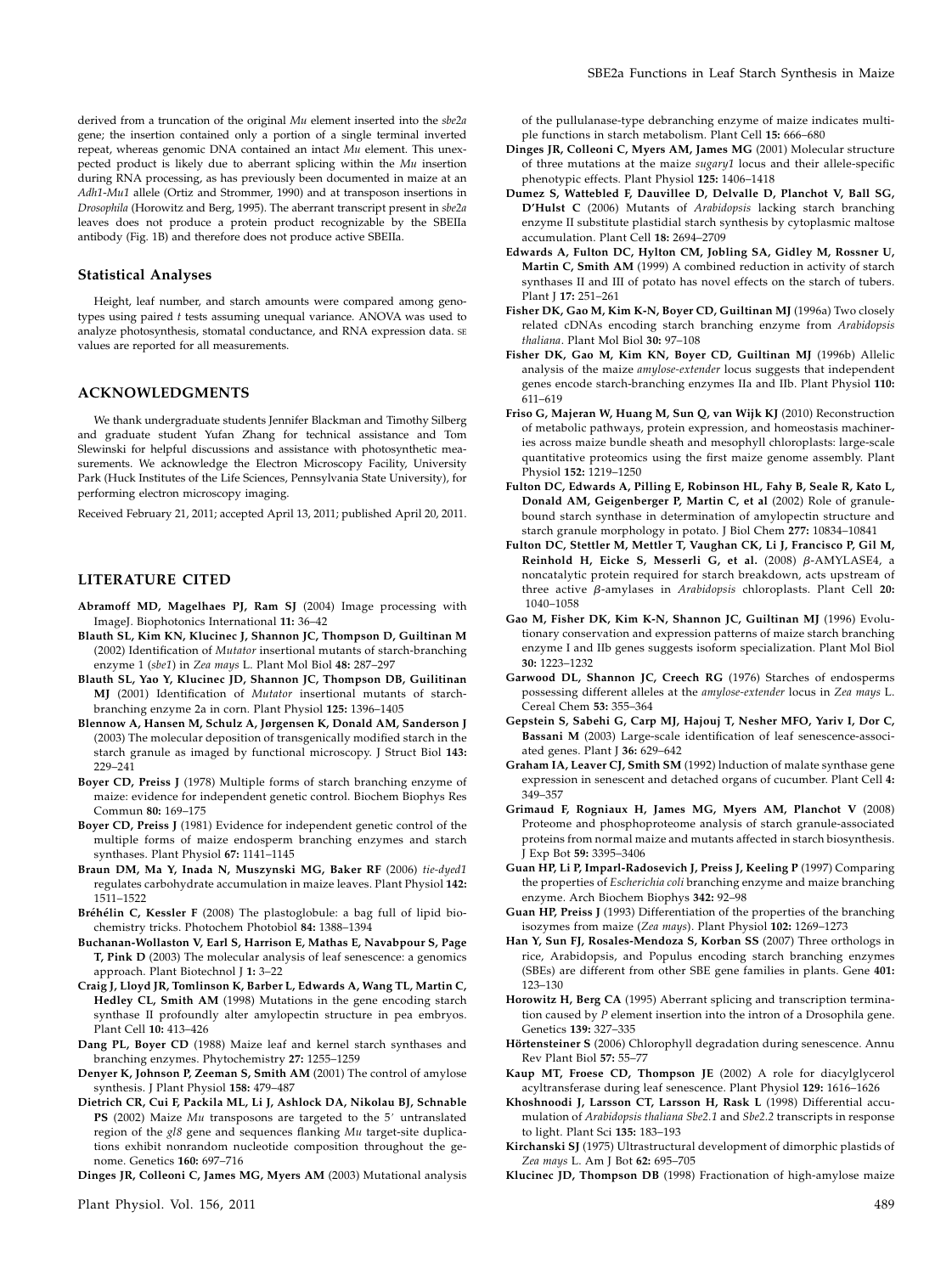derived from a truncation of the original *Mu* element inserted into the *sbe2a* gene; the insertion contained only a portion of a single terminal inverted repeat, whereas genomic DNA contained an intact *Mu* element. This unexpected product is likely due to aberrant splicing within the *Mu* insertion during RNA processing, as has previously been documented in maize at an *Adh1-Mu1* allele (Ortiz and Strommer, 1990) and at transposon insertions in *Drosophila* (Horowitz and Berg, 1995). The aberrant transcript present in *sbe2a* leaves does not produce a protein product recognizable by the SBEIIa antibody (Fig. 1B) and therefore does not produce active SBEIIa.

### Statistical Analyses

Height, leaf number, and starch amounts were compared among genotypes using paired *t* tests assuming unequal variance. ANOVA was used to analyze photosynthesis, stomatal conductance, and RNA expression data. SE values are reported for all measurements.

## ACKNOWLEDGMENTS

We thank undergraduate students Jennifer Blackman and Timothy Silberg and graduate student Yufan Zhang for technical assistance and Tom Slewinski for helpful discussions and assistance with photosynthetic measurements. We acknowledge the Electron Microscopy Facility, University Park (Huck Institutes of the Life Sciences, Pennsylvania State University), for performing electron microscopy imaging.

Received February 21, 2011; accepted April 13, 2011; published April 20, 2011.

## LITERATURE CITED

**Abramoff MD, Magelhaes PJ, Ram SJ** (2004) Image processing with ImageJ. Biophotonics International **11:** 36–42

**Blauth SL, Kim KN, Klucinec J, Shannon JC, Thompson D, Guiltinan M** (2002) Identification of *Mutator* insertional mutants of starch-branching enzyme 1 (*sbe1*) in *Zea mays* L. Plant Mol Biol **48:** 287–297

**Blauth SL, Yao Y, Klucinec JD, Shannon JC, Thompson DB, Guilitinan MJ** (2001) Identification of *Mutator* insertional mutants of starch-branching enzyme 2a in corn. Plant Physiol **125:** 1396–1405

**Blennow A, Hansen M, Schulz A, Jørgensen K, Donald AM, Sanderson J** (2003) The molecular deposition of transgenically modified starch in the starch granule as imaged by functional microscopy. J Struct Biol **143:** 229–241

**Boyer CD, Preiss J** (1978) Multiple forms of starch branching enzyme of maize: evidence for independent genetic control. Biochem Biophys Res Commun **80:** 169–175

**Boyer CD, Preiss J** (1981) Evidence for independent genetic control of the multiple forms of maize endosperm branching enzymes and starch synthases. Plant Physiol **67:** 1141–1145

**Braun DM, Ma Y, Inada N, Muszynski MG, Baker RF** (2006) *tie-dyed1* regulates carbohydrate accumulation in maize leaves. Plant Physiol **142:** 1511–1522

**Bréhélin C, Kessler F** (2008) The plastoglobule: a bag full of lipid biochemistry tricks. Photochem Photobiol **84:** 1388–1394

**Buchanan-Wollaston V, Earl S, Harrison E, Mathas E, Navabpour S, Page T, Pink D** (2003) The molecular analysis of leaf senescence: a genomics approach. Plant Biotechnol J **1:** 3–22

**Craig J, Lloyd JR, Tomlinson K, Barber L, Edwards A, Wang TL, Martin C, Hedley CL, Smith AM** (1998) Mutations in the gene encoding starch synthase II profoundly alter amylopectin structure in pea embryos. Plant Cell **10:** 413–426

**Dang PL, Boyer CD** (1988) Maize leaf and kernel starch synthases and branching enzymes. Phytochemistry **27:** 1255–1259

**Denyer K, Johnson P, Zeeman S, Smith AM** (2001) The control of amylose synthesis. J Plant Physiol **158:** 479–487

**Dietrich CR, Cui F, Packila ML, Li J, Ashlock DA, Nikolau BJ, Schnable PS** (2002) Maize *Mu* transposons are targeted to the 5′ untranslated region of the *gl8* gene and sequences flanking *Mu* target-site duplications exhibit nonrandom nucleotide composition throughout the genome. Genetics **160:** 697–716

**Dinges JR, Colleoni C, James MG, Myers AM** (2003) Mutational analysis of the pullulanase-type debranching enzyme of maize indicates multiple functions in starch metabolism. Plant Cell **15:** 666–680

**Dinges JR, Colleoni C, Myers AM, James MG** (2001) Molecular structure of three mutations at the maize *sugary1* locus and their allele-specific phenotypic effects. Plant Physiol **125:** 1406–1418

**Dumez S, Wattebled F, Dauvillee D, Delvalle D, Planchot V, Ball SG, D'Hulst C** (2006) Mutants of *Arabidopsis* lacking starch branching enzyme II substitute plastidial starch synthesis by cytoplasmic maltose accumulation. Plant Cell **18:** 2694–2709

**Edwards A, Fulton DC, Hylton CM, Jobling SA, Gidley M, Rossner U, Martin C, Smith AM** (1999) A combined reduction in activity of starch synthases II and III of potato has novel effects on the starch of tubers. Plant J **17:** 251–261

**Fisher DK, Gao M, Kim K-N, Boyer CD, Guiltinan MJ** (1996a) Two closely related cDNAs encoding starch branching enzyme from *Arabidopsis thaliana*. Plant Mol Biol **30:** 97–108

**Fisher DK, Gao M, Kim KN, Boyer CD, Guiltinan MJ** (1996b) Allelic analysis of the maize *amylose-extender* locus suggests that independent genes encode starch-branching enzymes IIa and IIb. Plant Physiol **110:** 611–619

**Friso G, Majeran W, Huang M, Sun Q, van Wijk KJ** (2010) Reconstruction of metabolic pathways, protein expression, and homeostasis machineries across maize bundle sheath and mesophyll chloroplasts: large-scale quantitative proteomics using the first maize genome assembly. Plant Physiol **152:** 1219–1250

**Fulton DC, Edwards A, Pilling E, Robinson HL, Fahy B, Seale R, Kato L, Donald AM, Geigenberger P, Martin C, et al** (2002) Role of granule-bound starch synthase in determination of amylopectin structure and starch granule morphology in potato. J Biol Chem **277:** 10834–10841

**Fulton DC, Stettler M, Mettler T, Vaughan CK, Li J, Francisco P, Gil M, Reinhold H, Eicke S, Messerli G, et al.** (2008) β-AMYLASE4, a noncatalytic protein required for starch breakdown, acts upstream of three active β-amylases in *Arabidopsis* chloroplasts. Plant Cell **20:** 1040–1058

**Gao M, Fisher DK, Kim K-N, Shannon JC, Guiltinan MJ** (1996) Evolutionary conservation and expression patterns of maize starch branching enzyme I and IIb genes suggests isoform specialization. Plant Mol Biol **30:** 1223–1232

**Garwood DL, Shannon JC, Creech RG** (1976) Starches of endosperms possessing different alleles at the *amylose-extender* locus in *Zea mays* L. Cereal Chem **53:** 355–364

**Gepstein S, Sabehi G, Carp MJ, Hajouj T, Nesher MFO, Yariv I, Dor C, Bassani M** (2003) Large-scale identification of leaf senescence-associated genes. Plant J **36:** 629–642

**Graham IA, Leaver CJ, Smith SM** (1992) Induction of malate synthase gene expression in senescent and detached organs of cucumber. Plant Cell **4:** 349–357

**Grimaud F, Rogniaux H, James MG, Myers AM, Planchot V** (2008) Proteome and phosphoproteome analysis of starch granule-associated proteins from normal maize and mutants affected in starch biosynthesis. J Exp Bot **59:** 3395–3406

**Guan HP, Li P, Imparl-Radosevich J, Preiss J, Keeling P** (1997) Comparing the properties of *Escherichia coli* branching enzyme and maize branching enzyme. Arch Biochem Biophys **342:** 92–98

**Guan HP, Preiss J** (1993) Differentiation of the properties of the branching isozymes from maize (*Zea mays*). Plant Physiol **102:** 1269–1273

**Han Y, Sun FJ, Rosales-Mendoza S, Korban SS** (2007) Three orthologs in rice, Arabidopsis, and Populus encoding starch branching enzymes (SBEs) are different from other SBE gene families in plants. Gene **401:** 123–130

**Horowitz H, Berg CA** (1995) Aberrant splicing and transcription termination caused by *P* element insertion into the intron of a Drosophila gene. Genetics **139:** 327–335

**Hörtensteiner S** (2006) Chlorophyll degradation during senescence. Annu Rev Plant Biol **57:** 55–77

**Kaup MT, Froese CD, Thompson JE** (2002) A role for diacylglycerol acyltransferase during leaf senescence. Plant Physiol **129:** 1616–1626

**Khoshnoodi J, Larsson CT, Larsson H, Rask L** (1998) Differential accumulation of *Arabidopsis thaliana Sbe2.1* and *Sbe2.2* transcripts in response to light. Plant Sci **135:** 183–193

**Kirchanski SJ** (1975) Ultrastructural development of dimorphic plastids of *Zea mays* L. Am J Bot **62:** 695–705

**Klucinec JD, Thompson DB** (1998) Fractionation of high-amylose maize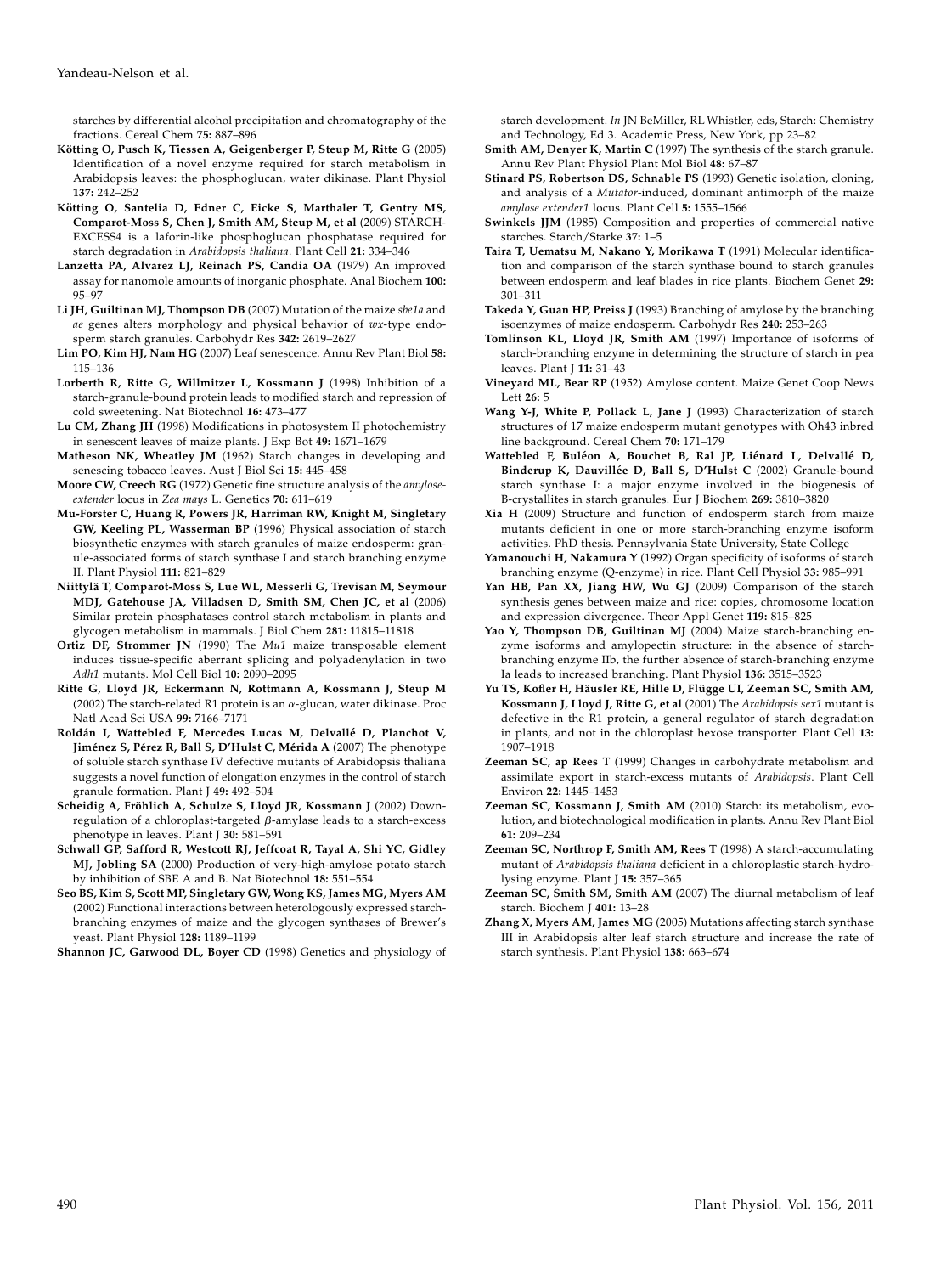starches by differential alcohol precipitation and chromatography of the fractions. Cereal Chem **75:** 887–896

**Kötting O, Pusch K, Tiessen A, Geigenberger P, Steup M, Ritte G** (2005) Identification of a novel enzyme required for starch metabolism in Arabidopsis leaves: the phosphoglucan, water dikinase. Plant Physiol **137:** 242–252

**Kötting O, Santelia D, Edner C, Eicke S, Marthaler T, Gentry MS, Comparot-Moss S, Chen J, Smith AM, Steup M, et al** (2009) STARCH-EXCESS4 is a laforin-like phosphoglucan phosphatase required for starch degradation in *Arabidopsis thaliana*. Plant Cell **21:** 334–346

**Lanzetta PA, Alvarez LJ, Reinach PS, Candia OA** (1979) An improved assay for nanomole amounts of inorganic phosphate. Anal Biochem **100:** 95–97

**Li JH, Guiltinan MJ, Thompson DB** (2007) Mutation of the maize *sbe1a* and *ae* genes alters morphology and physical behavior of *wx*-type endosperm starch granules. Carbohydr Res **342:** 2619–2627

**Lim PO, Kim HJ, Nam HG** (2007) Leaf senescence. Annu Rev Plant Biol **58:** 115–136

**Lorberth R, Ritte G, Willmitzer L, Kossmann J** (1998) Inhibition of a starch-granule-bound protein leads to modified starch and repression of cold sweetening. Nat Biotechnol **16:** 473–477

**Lu CM, Zhang JH** (1998) Modifications in photosystem II photochemistry in senescent leaves of maize plants. J Exp Bot **49:** 1671–1679

**Matheson NK, Wheatley JM** (1962) Starch changes in developing and senescing tobacco leaves. Aust J Biol Sci **15:** 445–458

**Moore CW, Creech RG** (1972) Genetic fine structure analysis of the *amylose-extender* locus in *Zea mays* L. Genetics **70:** 611–619

**Mu-Forster C, Huang R, Powers JR, Harriman RW, Knight M, Singletary GW, Keeling PL, Wasserman BP** (1996) Physical association of starch biosynthetic enzymes with starch granules of maize endosperm: granule-associated forms of starch synthase I and starch branching enzyme II. Plant Physiol **111:** 821–829

**Niittylä T, Comparot-Moss S, Lue WL, Messerli G, Trevisan M, Seymour MDJ, Gatehouse JA, Villadsen D, Smith SM, Chen JC, et al** (2006) Similar protein phosphatases control starch metabolism in plants and glycogen metabolism in mammals. J Biol Chem **281:** 11815–11818

**Ortiz DF, Strommer JN** (1990) The *Mu1* maize transposable element induces tissue-specific aberrant splicing and polyadenylation in two *Adh1* mutants. Mol Cell Biol **10:** 2090–2095

**Ritte G, Lloyd JR, Eckermann N, Rottmann A, Kossmann J, Steup M** (2002) The starch-related R1 protein is an $\alpha$-glucan, water dikinase. Proc Natl Acad Sci USA **99:** 7166–7171

**Roldán I, Wattebled F, Mercedes Lucas M, Delvallé D, Planchot V, Jiménez S, Pérez R, Ball S, D'Hulst C, Mérida A** (2007) The phenotype of soluble starch synthase IV defective mutants of Arabidopsis thaliana suggests a novel function of elongation enzymes in the control of starch granule formation. Plant J **49:** 492–504

**Scheidig A, Fröhlich A, Schulze S, Lloyd JR, Kossmann J** (2002) Downregulation of a chloroplast-targeted $\beta$-amylase leads to a starch-excess phenotype in leaves. Plant J **30:** 581–591

**Schwall GP, Safford R, Westcott RJ, Jeffcoat R, Tayal A, Shi YC, Gidley MJ, Jobling SA** (2000) Production of very-high-amylose potato starch by inhibition of SBE A and B. Nat Biotechnol **18:** 551–554

**Seo BS, Kim S, Scott MP, Singletary GW, Wong KS, James MG, Myers AM** (2002) Functional interactions between heterologously expressed starch-branching enzymes of maize and the glycogen synthases of Brewer's yeast. Plant Physiol **128:** 1189–1199

**Shannon JC, Garwood DL, Boyer CD** (1998) Genetics and physiology of starch development. *In* JN BeMiller, RL Whistler, eds, Starch: Chemistry and Technology, Ed 3. Academic Press, New York, pp 23–82

**Smith AM, Denyer K, Martin C** (1997) The synthesis of the starch granule. Annu Rev Plant Physiol Plant Mol Biol **48:** 67–87

**Stinard PS, Robertson DS, Schnable PS** (1993) Genetic isolation, cloning, and analysis of a *Mutator*-induced, dominant antimorph of the maize *amylose extender1* locus. Plant Cell **5:** 1555–1566

**Swinkels JJM** (1985) Composition and properties of commercial native starches. Starch/Starke **37:** 1–5

**Taira T, Uematsu M, Nakano Y, Morikawa T** (1991) Molecular identification and comparison of the starch synthase bound to starch granules between endosperm and leaf blades in rice plants. Biochem Genet **29:** 301–311

**Takeda Y, Guan HP, Preiss J** (1993) Branching of amylose by the branching isoenzymes of maize endosperm. Carbohydr Res **240:** 253–263

**Tomlinson KL, Lloyd JR, Smith AM** (1997) Importance of isoforms of starch-branching enzyme in determining the structure of starch in pea leaves. Plant J **11:** 31–43

**Vineyard ML, Bear RP** (1952) Amylose content. Maize Genet Coop News Lett **26:** 5

**Wang Y-J, White P, Pollack L, Jane J** (1993) Characterization of starch structures of 17 maize endosperm mutant genotypes with Oh43 inbred line background. Cereal Chem **70:** 171–179

**Wattebled F, Buléon A, Bouchet B, Ral JP, Liénard L, Delvallé D, Binderup K, Dauvillée D, Ball S, D'Hulst C** (2002) Granule-bound starch synthase I: a major enzyme involved in the biogenesis of B-crystallites in starch granules. Eur J Biochem **269:** 3810–3820

**Xia H** (2009) Structure and function of endosperm starch from maize mutants deficient in one or more starch-branching enzyme isoform activities. PhD thesis. Pennsylvania State University, State College

**Yamanouchi H, Nakamura Y** (1992) Organ specificity of isoforms of starch branching enzyme (Q-enzyme) in rice. Plant Cell Physiol **33:** 985–991

**Yan HB, Pan XX, Jiang HW, Wu GJ** (2009) Comparison of the starch synthesis genes between maize and rice: copies, chromosome location and expression divergence. Theor Appl Genet **119:** 815–825

**Yao Y, Thompson DB, Guiltinan MJ** (2004) Maize starch-branching enzyme isoforms and amylopectin structure: in the absence of starch-branching enzyme IIb, the further absence of starch-branching enzyme Ia leads to increased branching. Plant Physiol **136:** 3515–3523

**Yu TS, Kofler H, Häusler RE, Hille D, Flügge UI, Zeeman SC, Smith AM, Kossmann J, Lloyd J, Ritte G, et al** (2001) The *Arabidopsis sex1* mutant is defective in the R1 protein, a general regulator of starch degradation in plants, and not in the chloroplast hexose transporter. Plant Cell **13:** 1907–1918

**Zeeman SC, ap Rees T** (1999) Changes in carbohydrate metabolism and assimilate export in starch-excess mutants of *Arabidopsis*. Plant Cell Environ **22:** 1445–1453

**Zeeman SC, Kossmann J, Smith AM** (2010) Starch: its metabolism, evolution, and biotechnological modification in plants. Annu Rev Plant Biol **61:** 209–234

**Zeeman SC, Northrop F, Smith AM, Rees T** (1998) A starch-accumulating mutant of *Arabidopsis thaliana* deficient in a chloroplastic starch-hydrolysing enzyme. Plant J **15:** 357–365

**Zeeman SC, Smith SM, Smith AM** (2007) The diurnal metabolism of leaf starch. Biochem J **401:** 13–28

**Zhang X, Myers AM, James MG** (2005) Mutations affecting starch synthase III in Arabidopsis alter leaf starch structure and increase the rate of starch synthesis. Plant Physiol **138:** 663–674